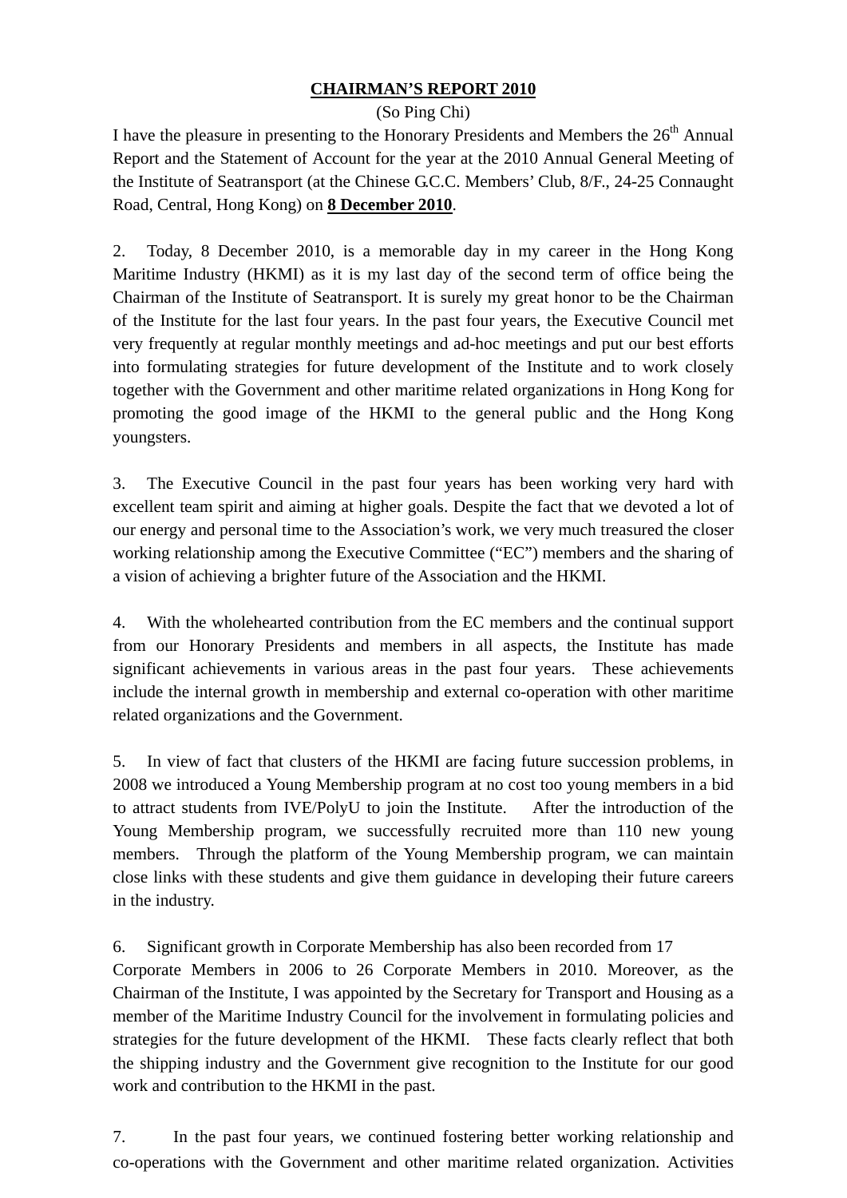# CHAIRMAN'S REPORT 2010

(So Ping Chi)

I have the pleasure in presenting to the Honorary Presidents and Members the 26th Annual Report and the Statement of Account for the year at the 2010 Annual General Meeting of the Institute of Seatransport (at the Chinese G.C.C. Members' Club, 8/F., 24-25 Connaught Road, Central, Hong Kong) on **8 December 2010**.

2. Today, 8 December 2010, is a memorable day in my career in the Hong Kong Maritime Industry (HKMI) as it is my last day of the second term of office being the Chairman of the Institute of Seatransport. It is surely my great honor to be the Chairman of the Institute for the last four years. In the past four years, the Executive Council met very frequently at regular monthly meetings and ad-hoc meetings and put our best efforts into formulating strategies for future development of the Institute and to work closely together with the Government and other maritime related organizations in Hong Kong for promoting the good image of the HKMI to the general public and the Hong Kong youngsters.

3. The Executive Council in the past four years has been working very hard with excellent team spirit and aiming at higher goals. Despite the fact that we devoted a lot of our energy and personal time to the Association's work, we very much treasured the closer working relationship among the Executive Committee ("EC") members and the sharing of a vision of achieving a brighter future of the Association and the HKMI.

4. With the wholehearted contribution from the EC members and the continual support from our Honorary Presidents and members in all aspects, the Institute has made significant achievements in various areas in the past four years. These achievements include the internal growth in membership and external co-operation with other maritime related organizations and the Government.

5. In view of fact that clusters of the HKMI are facing future succession problems, in 2008 we introduced a Young Membership program at no cost too young members in a bid to attract students from IVE/PolyU to join the Institute. After the introduction of the Young Membership program, we successfully recruited more than 110 new young members. Through the platform of the Young Membership program, we can maintain close links with these students and give them guidance in developing their future careers in the industry.

6. Significant growth in Corporate Membership has also been recorded from 17 Corporate Members in 2006 to 26 Corporate Members in 2010. Moreover, as the Chairman of the Institute, I was appointed by the Secretary for Transport and Housing as a member of the Maritime Industry Council for the involvement in formulating policies and strategies for the future development of the HKMI. These facts clearly reflect that both the shipping industry and the Government give recognition to the Institute for our good work and contribution to the HKMI in the past.

7. In the past four years, we continued fostering better working relationship and co-operations with the Government and other maritime related organization. Activities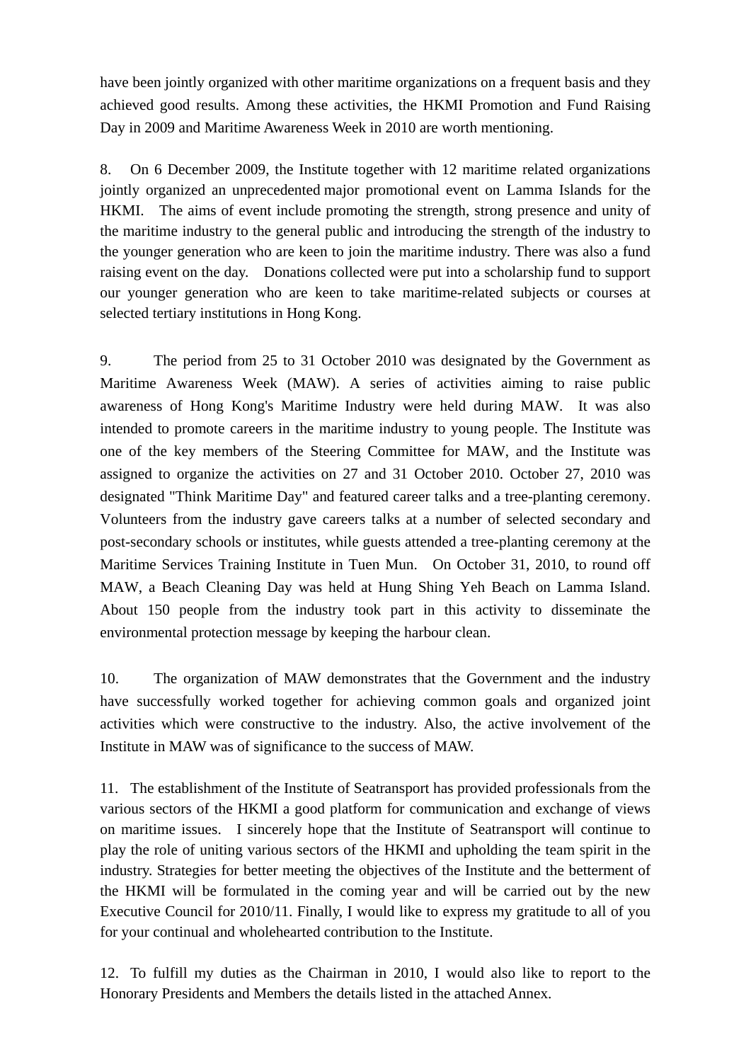have been jointly organized with other maritime organizations on a frequent basis and they achieved good results. Among these activities, the HKMI Promotion and Fund Raising Day in 2009 and Maritime Awareness Week in 2010 are worth mentioning.

8. On 6 December 2009, the Institute together with 12 maritime related organizations jointly organized an unprecedented major promotional event on Lamma Islands for the HKMI. The aims of event include promoting the strength, strong presence and unity of the maritime industry to the general public and introducing the strength of the industry to the younger generation who are keen to join the maritime industry. There was also a fund raising event on the day. Donations collected were put into a scholarship fund to support our younger generation who are keen to take maritime-related subjects or courses at selected tertiary institutions in Hong Kong.

9. The period from 25 to 31 October 2010 was designated by the Government as Maritime Awareness Week (MAW). A series of activities aiming to raise public awareness of Hong Kong's Maritime Industry were held during MAW. It was also intended to promote careers in the maritime industry to young people. The Institute was one of the key members of the Steering Committee for MAW, and the Institute was assigned to organize the activities on 27 and 31 October 2010. October 27, 2010 was designated "Think Maritime Day" and featured career talks and a tree-planting ceremony. Volunteers from the industry gave careers talks at a number of selected secondary and post-secondary schools or institutes, while guests attended a tree-planting ceremony at the Maritime Services Training Institute in Tuen Mun. On October 31, 2010, to round off MAW, a Beach Cleaning Day was held at Hung Shing Yeh Beach on Lamma Island. About 150 people from the industry took part in this activity to disseminate the environmental protection message by keeping the harbour clean.

10. The organization of MAW demonstrates that the Government and the industry have successfully worked together for achieving common goals and organized joint activities which were constructive to the industry. Also, the active involvement of the Institute in MAW was of significance to the success of MAW.

11. The establishment of the Institute of Seatransport has provided professionals from the various sectors of the HKMI a good platform for communication and exchange of views on maritime issues. I sincerely hope that the Institute of Seatransport will continue to play the role of uniting various sectors of the HKMI and upholding the team spirit in the industry. Strategies for better meeting the objectives of the Institute and the betterment of the HKMI will be formulated in the coming year and will be carried out by the new Executive Council for 2010/11. Finally, I would like to express my gratitude to all of you for your continual and wholehearted contribution to the Institute.

12. To fulfill my duties as the Chairman in 2010, I would also like to report to the Honorary Presidents and Members the details listed in the attached Annex.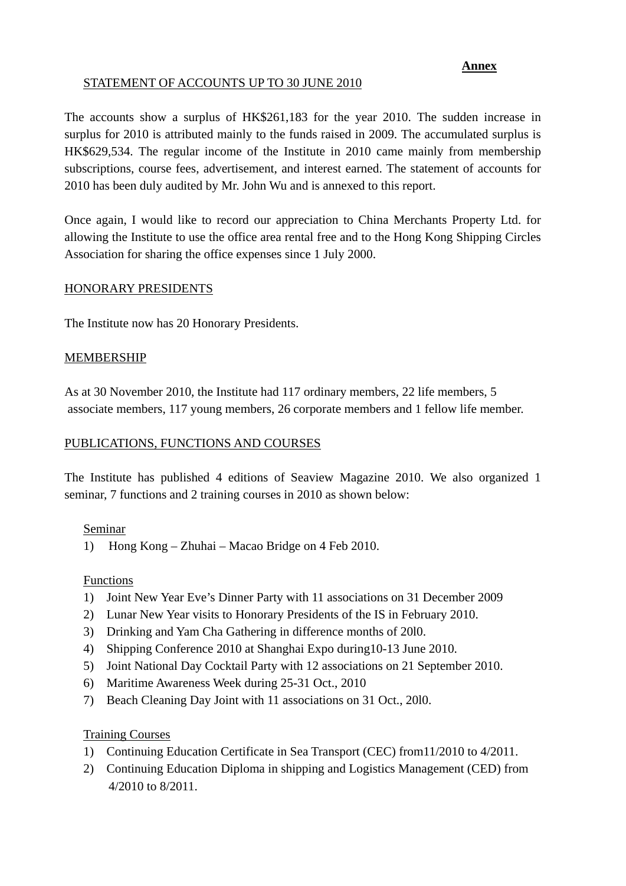**Annex**

STATEMENT OF ACCOUNTS UP TO 30 JUNE 2010

The accounts show a surplus of HK$261,183 for the year 2010. The sudden increase in surplus for 2010 is attributed mainly to the funds raised in 2009. The accumulated surplus is HK$629,534. The regular income of the Institute in 2010 came mainly from membership subscriptions, course fees, advertisement, and interest earned. The statement of accounts for 2010 has been duly audited by Mr. John Wu and is annexed to this report.

Once again, I would like to record our appreciation to China Merchants Property Ltd. for allowing the Institute to use the office area rental free and to the Hong Kong Shipping Circles Association for sharing the office expenses since 1 July 2000.

HONORARY PRESIDENTS

The Institute now has 20 Honorary Presidents.

MEMBERSHIP

As at 30 November 2010, the Institute had 117 ordinary members, 22 life members, 5 associate members, 117 young members, 26 corporate members and 1 fellow life member.

PUBLICATIONS, FUNCTIONS AND COURSES

The Institute has published 4 editions of Seaview Magazine 2010. We also organized 1 seminar, 7 functions and 2 training courses in 2010 as shown below:

Seminar

1) Hong Kong – Zhuhai – Macao Bridge on 4 Feb 2010.

Functions

1) Joint New Year Eve's Dinner Party with 11 associations on 31 December 2009
2) Lunar New Year visits to Honorary Presidents of the IS in February 2010.
3) Drinking and Yam Cha Gathering in difference months of 20l0.
4) Shipping Conference 2010 at Shanghai Expo during10-13 June 2010.
5) Joint National Day Cocktail Party with 12 associations on 21 September 2010.
6) Maritime Awareness Week during 25-31 Oct., 2010
7) Beach Cleaning Day Joint with 11 associations on 31 Oct., 20l0.

Training Courses

1) Continuing Education Certificate in Sea Transport (CEC) from11/2010 to 4/2011.
2) Continuing Education Diploma in shipping and Logistics Management (CED) from 4/2010 to 8/2011.